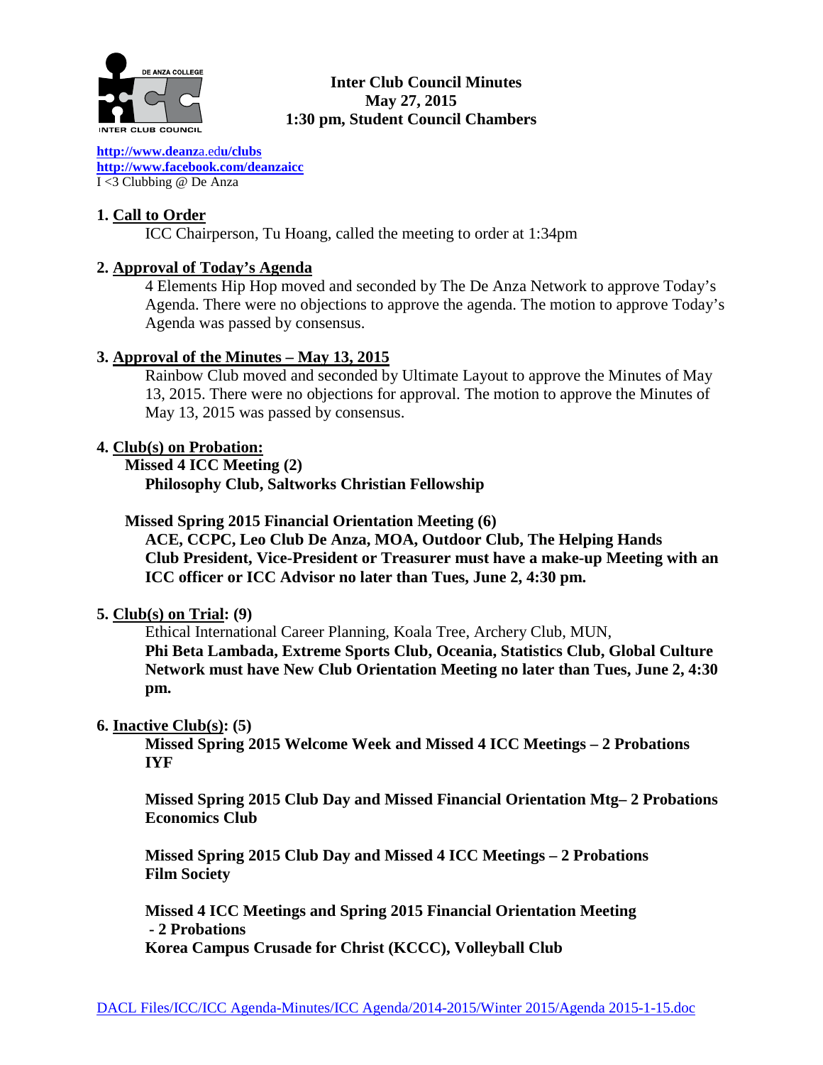# Inter Club Council Minutes
**May 27, 2015**
**1:30 pm, Student Council Chambers**

http://www.deanza.edu/clubs
http://www.facebook.com/deanzaicc
I <3 Clubbing @ De Anza

## 1. Call to Order

ICC Chairperson, Tu Hoang, called the meeting to order at 1:34pm

## 2. Approval of Today's Agenda

4 Elements Hip Hop moved and seconded by The De Anza Network to approve Today's Agenda. There were no objections to approve the agenda. The motion to approve Today's Agenda was passed by consensus.

## 3. Approval of the Minutes – May 13, 2015

Rainbow Club moved and seconded by Ultimate Layout to approve the Minutes of May 13, 2015. There were no objections for approval. The motion to approve the Minutes of May 13, 2015 was passed by consensus.

## 4. Club(s) on Probation:

**Missed 4 ICC Meeting (2)**
**Philosophy Club, Saltworks Christian Fellowship**

**Missed Spring 2015 Financial Orientation Meeting (6)**
**ACE, CCPC, Leo Club De Anza, MOA, Outdoor Club, The Helping Hands**
**Club President, Vice-President or Treasurer must have a make-up Meeting with an ICC officer or ICC Advisor no later than Tues, June 2, 4:30 pm.**

## 5. Club(s) on Trial: (9)

Ethical International Career Planning, Koala Tree, Archery Club, MUN,
**Phi Beta Lambada, Extreme Sports Club, Oceania, Statistics Club, Global Culture Network must have New Club Orientation Meeting no later than Tues, June 2, 4:30 pm.**

## 6. Inactive Club(s): (5)

**Missed Spring 2015 Welcome Week and Missed 4 ICC Meetings – 2 Probations**
**IYF**

**Missed Spring 2015 Club Day and Missed Financial Orientation Mtg– 2 Probations**
**Economics Club**

**Missed Spring 2015 Club Day and Missed 4 ICC Meetings – 2 Probations**
**Film Society**

**Missed 4 ICC Meetings and Spring 2015 Financial Orientation Meeting - 2 Probations**
**Korea Campus Crusade for Christ (KCCC), Volleyball Club**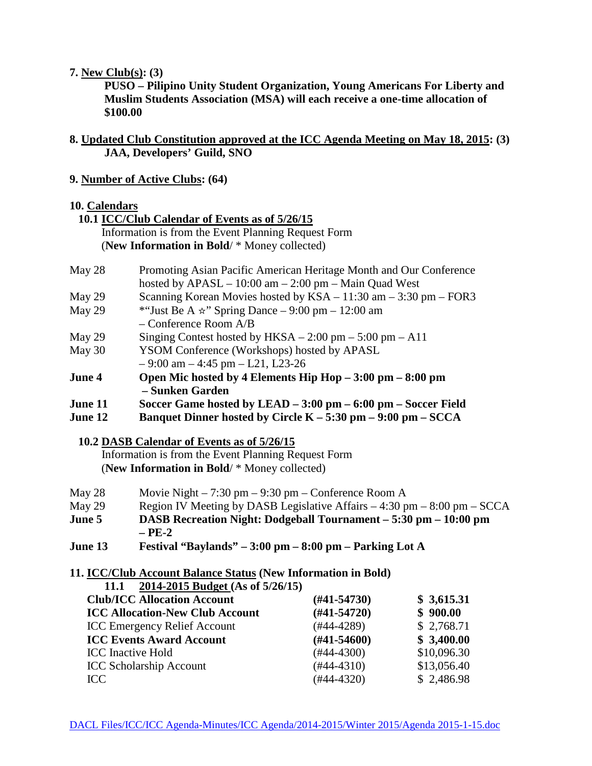**7. New Club(s): (3)**

**PUSO – Pilipino Unity Student Organization, Young Americans For Liberty and Muslim Students Association (MSA) will each receive a one-time allocation of $100.00**

**8. Updated Club Constitution approved at the ICC Agenda Meeting on May 18, 2015: (3)**

**JAA, Developers' Guild, SNO**

**9. Number of Active Clubs: (64)**

**10. Calendars**

**10.1 ICC/Club Calendar of Events as of 5/26/15**

Information is from the Event Planning Request Form
(**New Information in Bold**/ * Money collected)

| | |
|---|---|
| May 28 | Promoting Asian Pacific American Heritage Month and Our Conference hosted by APASL – 10:00 am – 2:00 pm – Main Quad West |
| May 29 | Scanning Korean Movies hosted by KSA – 11:30 am – 3:30 pm – FOR3 |
| May 29 | *"Just Be A ☆" Spring Dance – 9:00 pm – 12:00 am – Conference Room A/B |
| May 29 | Singing Contest hosted by HKSA – 2:00 pm – 5:00 pm – A11 |
| May 30 | YSOM Conference (Workshops) hosted by APASL – 9:00 am – 4:45 pm – L21, L23-26 |
| **June 4** | **Open Mic hosted by 4 Elements Hip Hop – 3:00 pm – 8:00 pm – Sunken Garden** |
| **June 11** | **Soccer Game hosted by LEAD – 3:00 pm – 6:00 pm – Soccer Field** |
| **June 12** | **Banquet Dinner hosted by Circle K – 5:30 pm – 9:00 pm – SCCA** |

**10.2 DASB Calendar of Events as of 5/26/15**

Information is from the Event Planning Request Form
(**New Information in Bold**/ * Money collected)

| | |
|---|---|
| May 28 | Movie Night – 7:30 pm – 9:30 pm – Conference Room A |
| May 29 | Region IV Meeting by DASB Legislative Affairs – 4:30 pm – 8:00 pm – SCCA |
| **June 5** | **DASB Recreation Night: Dodgeball Tournament – 5:30 pm – 10:00 pm – PE-2** |
| **June 13** | **Festival "Baylands" – 3:00 pm – 8:00 pm – Parking Lot A** |

**11. ICC/Club Account Balance Status (New Information in Bold)**

**11.1 2014-2015 Budget (As of 5/26/15)**

| | | |
|---|---|---|
| **Club/ICC Allocation Account** | **(#41-54730)** | **$ 3,615.31** |
| **ICC Allocation-New Club Account** | **(#41-54720)** | **$ 900.00** |
| ICC Emergency Relief Account | (#44-4289) | $ 2,768.71 |
| **ICC Events Award Account** | **(#41-54600)** | **$ 3,400.00** |
| ICC Inactive Hold | (#44-4300) | $10,096.30 |
| ICC Scholarship Account | (#44-4310) | $13,056.40 |
| ICC | (#44-4320) | $ 2,486.98 |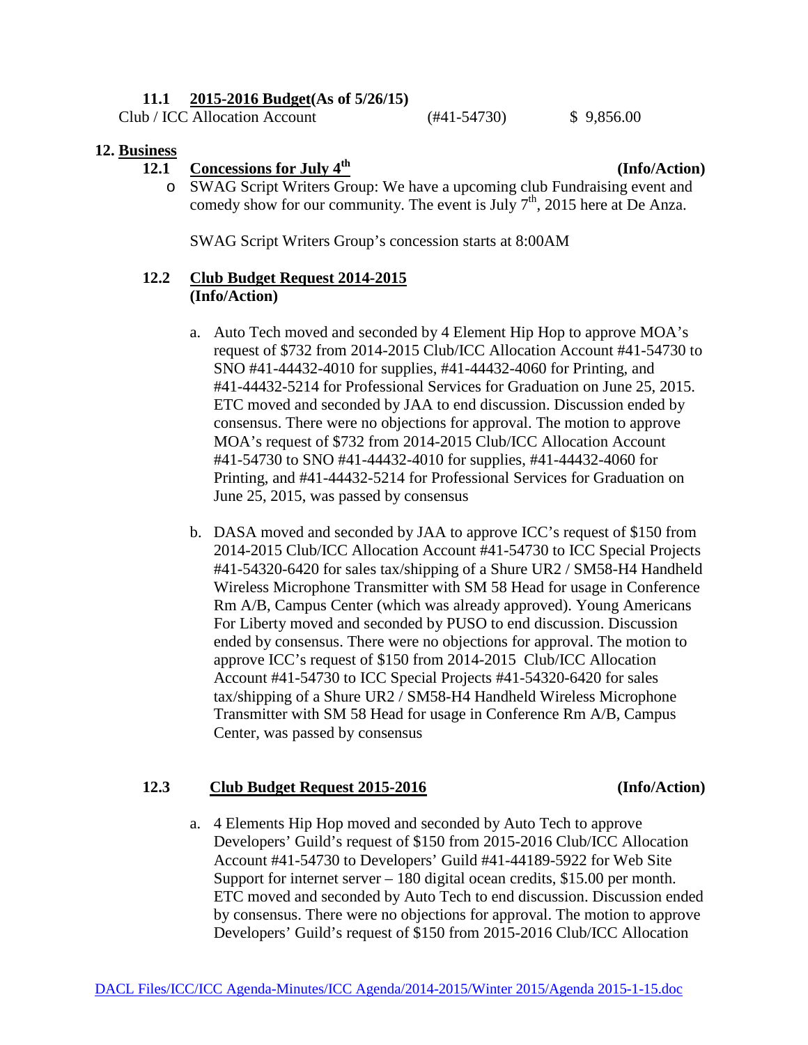### 11.1 2015-2016 Budget(As of 5/26/15)

Club / ICC Allocation Account (#41-54730) $ 9,856.00

## 12. Business

### 12.1 Concessions for July 4th (Info/Action)

- SWAG Script Writers Group: We have a upcoming club Fundraising event and comedy show for our community. The event is July 7th, 2015 here at De Anza.

  SWAG Script Writers Group's concession starts at 8:00AM

### 12.2 Club Budget Request 2014-2015 (Info/Action)

a. Auto Tech moved and seconded by 4 Element Hip Hop to approve MOA's request of $732 from 2014-2015 Club/ICC Allocation Account #41-54730 to SNO #41-44432-4010 for supplies, #41-44432-4060 for Printing, and #41-44432-5214 for Professional Services for Graduation on June 25, 2015. ETC moved and seconded by JAA to end discussion. Discussion ended by consensus. There were no objections for approval. The motion to approve MOA's request of $732 from 2014-2015 Club/ICC Allocation Account #41-54730 to SNO #41-44432-4010 for supplies, #41-44432-4060 for Printing, and #41-44432-5214 for Professional Services for Graduation on June 25, 2015, was passed by consensus

b. DASA moved and seconded by JAA to approve ICC's request of $150 from 2014-2015 Club/ICC Allocation Account #41-54730 to ICC Special Projects #41-54320-6420 for sales tax/shipping of a Shure UR2 / SM58-H4 Handheld Wireless Microphone Transmitter with SM 58 Head for usage in Conference Rm A/B, Campus Center (which was already approved). Young Americans For Liberty moved and seconded by PUSO to end discussion. Discussion ended by consensus. There were no objections for approval. The motion to approve ICC's request of $150 from 2014-2015 Club/ICC Allocation Account #41-54730 to ICC Special Projects #41-54320-6420 for sales tax/shipping of a Shure UR2 / SM58-H4 Handheld Wireless Microphone Transmitter with SM 58 Head for usage in Conference Rm A/B, Campus Center, was passed by consensus

### 12.3 Club Budget Request 2015-2016 (Info/Action)

a. 4 Elements Hip Hop moved and seconded by Auto Tech to approve Developers' Guild's request of $150 from 2015-2016 Club/ICC Allocation Account #41-54730 to Developers' Guild #41-44189-5922 for Web Site Support for internet server – 180 digital ocean credits, $15.00 per month. ETC moved and seconded by Auto Tech to end discussion. Discussion ended by consensus. There were no objections for approval. The motion to approve Developers' Guild's request of $150 from 2015-2016 Club/ICC Allocation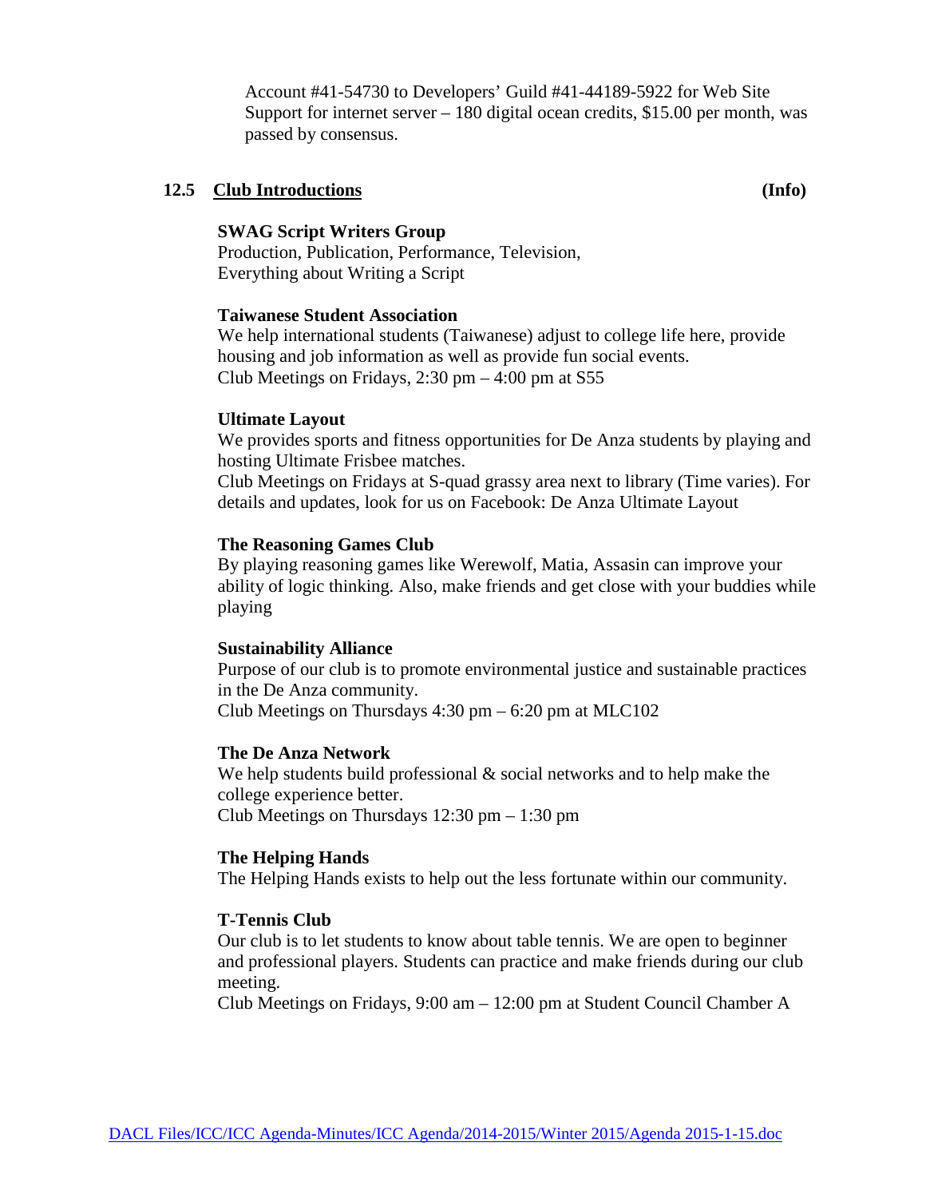Account #41-54730 to Developers' Guild #41-44189-5922 for Web Site Support for internet server – 180 digital ocean credits, $15.00 per month, was passed by consensus.

### 12.5 Club Introductions **(Info)**

**SWAG Script Writers Group**
Production, Publication, Performance, Television,
Everything about Writing a Script

**Taiwanese Student Association**
We help international students (Taiwanese) adjust to college life here, provide housing and job information as well as provide fun social events.
Club Meetings on Fridays, 2:30 pm – 4:00 pm at S55

**Ultimate Layout**
We provides sports and fitness opportunities for De Anza students by playing and hosting Ultimate Frisbee matches.
Club Meetings on Fridays at S-quad grassy area next to library (Time varies). For details and updates, look for us on Facebook: De Anza Ultimate Layout

**The Reasoning Games Club**
By playing reasoning games like Werewolf, Matia, Assasin can improve your ability of logic thinking. Also, make friends and get close with your buddies while playing

**Sustainability Alliance**
Purpose of our club is to promote environmental justice and sustainable practices in the De Anza community.
Club Meetings on Thursdays 4:30 pm – 6:20 pm at MLC102

**The De Anza Network**
We help students build professional & social networks and to help make the college experience better.
Club Meetings on Thursdays 12:30 pm – 1:30 pm

**The Helping Hands**
The Helping Hands exists to help out the less fortunate within our community.

**T-Tennis Club**
Our club is to let students to know about table tennis. We are open to beginner and professional players. Students can practice and make friends during our club meeting.
Club Meetings on Fridays, 9:00 am – 12:00 pm at Student Council Chamber A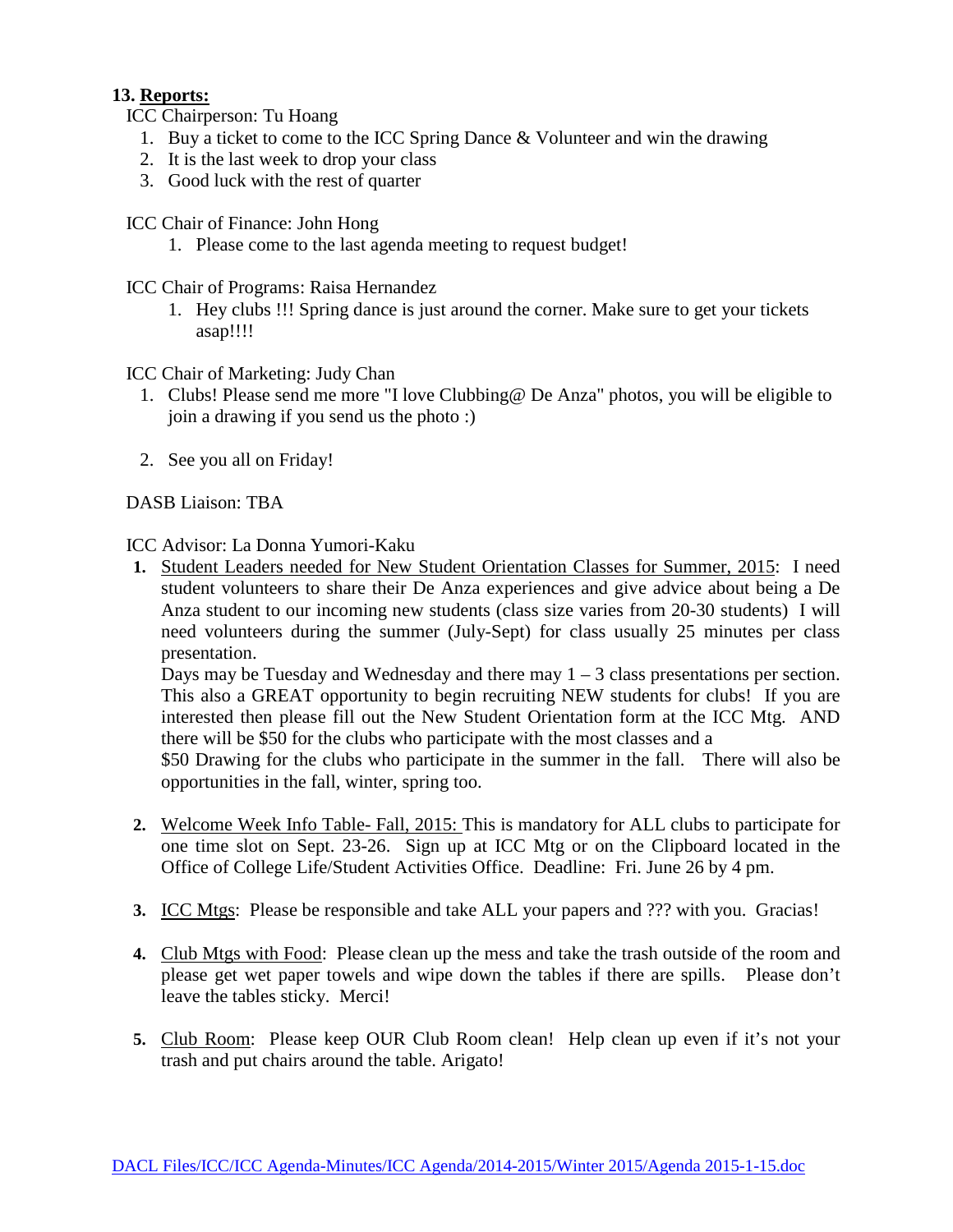**13. Reports:**

ICC Chairperson: Tu Hoang

1. Buy a ticket to come to the ICC Spring Dance & Volunteer and win the drawing
2. It is the last week to drop your class
3. Good luck with the rest of quarter

ICC Chair of Finance: John Hong

1. Please come to the last agenda meeting to request budget!

ICC Chair of Programs: Raisa Hernandez

1. Hey clubs !!! Spring dance is just around the corner. Make sure to get your tickets asap!!!!

ICC Chair of Marketing: Judy Chan

1. Clubs! Please send me more "I love Clubbing@ De Anza" photos, you will be eligible to join a drawing if you send us the photo :)
2. See you all on Friday!

DASB Liaison: TBA

ICC Advisor: La Donna Yumori-Kaku

1. Student Leaders needed for New Student Orientation Classes for Summer, 2015: I need student volunteers to share their De Anza experiences and give advice about being a De Anza student to our incoming new students (class size varies from 20-30 students) I will need volunteers during the summer (July-Sept) for class usually 25 minutes per class presentation.
   Days may be Tuesday and Wednesday and there may 1 – 3 class presentations per section. This also a GREAT opportunity to begin recruiting NEW students for clubs! If you are interested then please fill out the New Student Orientation form at the ICC Mtg. AND there will be $50 for the clubs who participate with the most classes and a
   $50 Drawing for the clubs who participate in the summer in the fall. There will also be opportunities in the fall, winter, spring too.

2. Welcome Week Info Table- Fall, 2015: This is mandatory for ALL clubs to participate for one time slot on Sept. 23-26. Sign up at ICC Mtg or on the Clipboard located in the Office of College Life/Student Activities Office. Deadline: Fri. June 26 by 4 pm.

3. ICC Mtgs: Please be responsible and take ALL your papers and ??? with you. Gracias!

4. Club Mtgs with Food: Please clean up the mess and take the trash outside of the room and please get wet paper towels and wipe down the tables if there are spills. Please don't leave the tables sticky. Merci!

5. Club Room: Please keep OUR Club Room clean! Help clean up even if it's not your trash and put chairs around the table. Arigato!

DACL Files/ICC/ICC Agenda-Minutes/ICC Agenda/2014-2015/Winter 2015/Agenda 2015-1-15.doc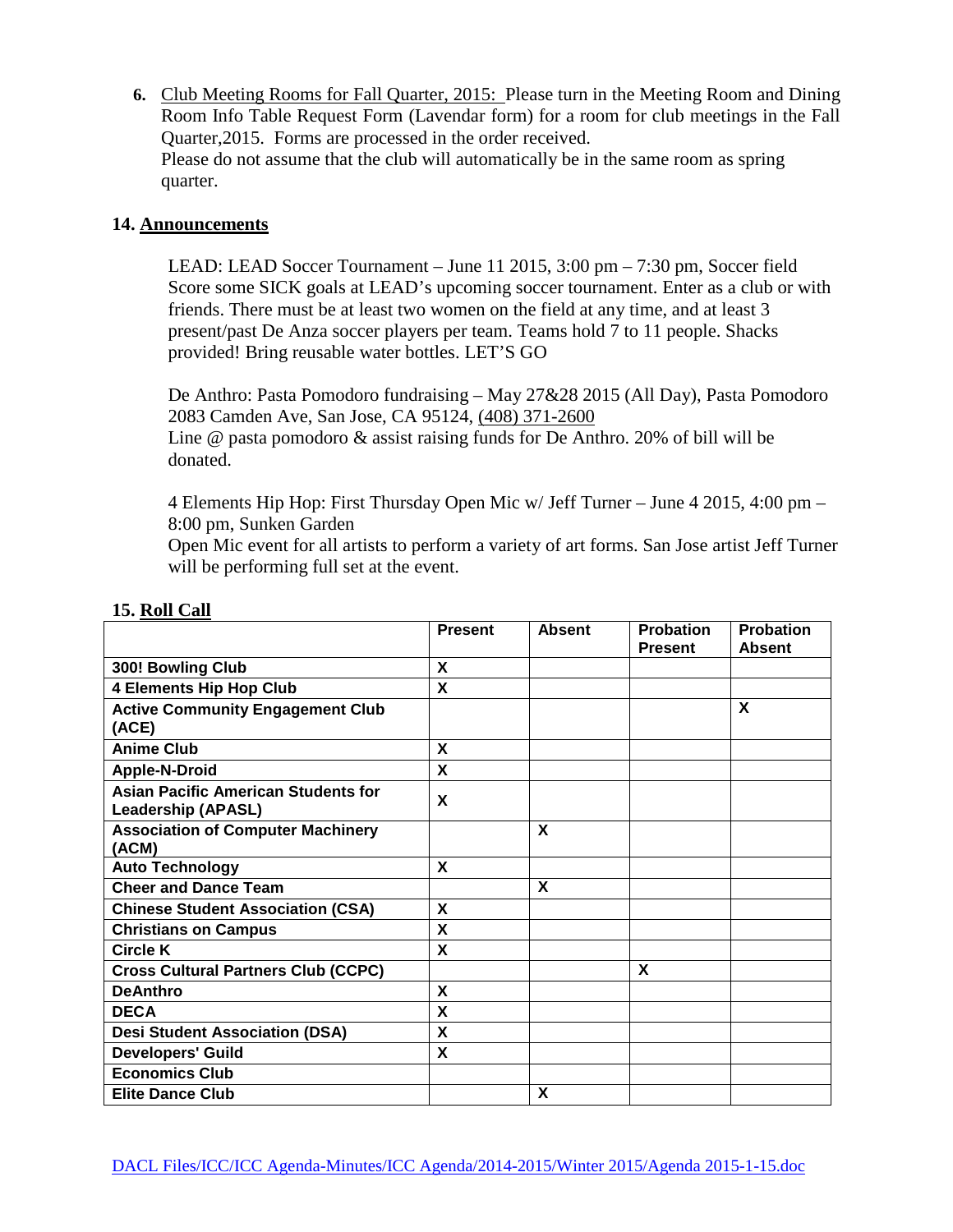6. <u>Club Meeting Rooms for Fall Quarter, 2015:</u> Please turn in the Meeting Room and Dining Room Info Table Request Form (Lavendar form) for a room for club meetings in the Fall Quarter,2015. Forms are processed in the order received.
   Please do not assume that the club will automatically be in the same room as spring quarter.

**14. <u>Announcements</u>**

LEAD: LEAD Soccer Tournament – June 11 2015, 3:00 pm – 7:30 pm, Soccer field
Score some SICK goals at LEAD's upcoming soccer tournament. Enter as a club or with friends. There must be at least two women on the field at any time, and at least 3 present/past De Anza soccer players per team. Teams hold 7 to 11 people. Shacks provided! Bring reusable water bottles. LET'S GO

De Anthro: Pasta Pomodoro fundraising – May 27&28 2015 (All Day), Pasta Pomodoro 2083 Camden Ave, San Jose, CA 95124, (408) 371-2600
Line @ pasta pomodoro & assist raising funds for De Anthro. 20% of bill will be donated.

4 Elements Hip Hop: First Thursday Open Mic w/ Jeff Turner – June 4 2015, 4:00 pm – 8:00 pm, Sunken Garden
Open Mic event for all artists to perform a variety of art forms. San Jose artist Jeff Turner will be performing full set at the event.

**15. <u>Roll Call</u>**

| | Present | Absent | Probation Present | Probation Absent |
|---|---|---|---|---|
| **300! Bowling Club** | X | | | |
| **4 Elements Hip Hop Club** | X | | | |
| **Active Community Engagement Club (ACE)** | | | | X |
| **Anime Club** | X | | | |
| **Apple-N-Droid** | X | | | |
| **Asian Pacific American Students for Leadership (APASL)** | X | | | |
| **Association of Computer Machinery (ACM)** | | X | | |
| **Auto Technology** | X | | | |
| **Cheer and Dance Team** | | X | | |
| **Chinese Student Association (CSA)** | X | | | |
| **Christians on Campus** | X | | | |
| **Circle K** | X | | | |
| **Cross Cultural Partners Club (CCPC)** | | | X | |
| **DeAnthro** | X | | | |
| **DECA** | X | | | |
| **Desi Student Association (DSA)** | X | | | |
| **Developers' Guild** | X | | | |
| **Economics Club** | | | | |
| **Elite Dance Club** | | X | | |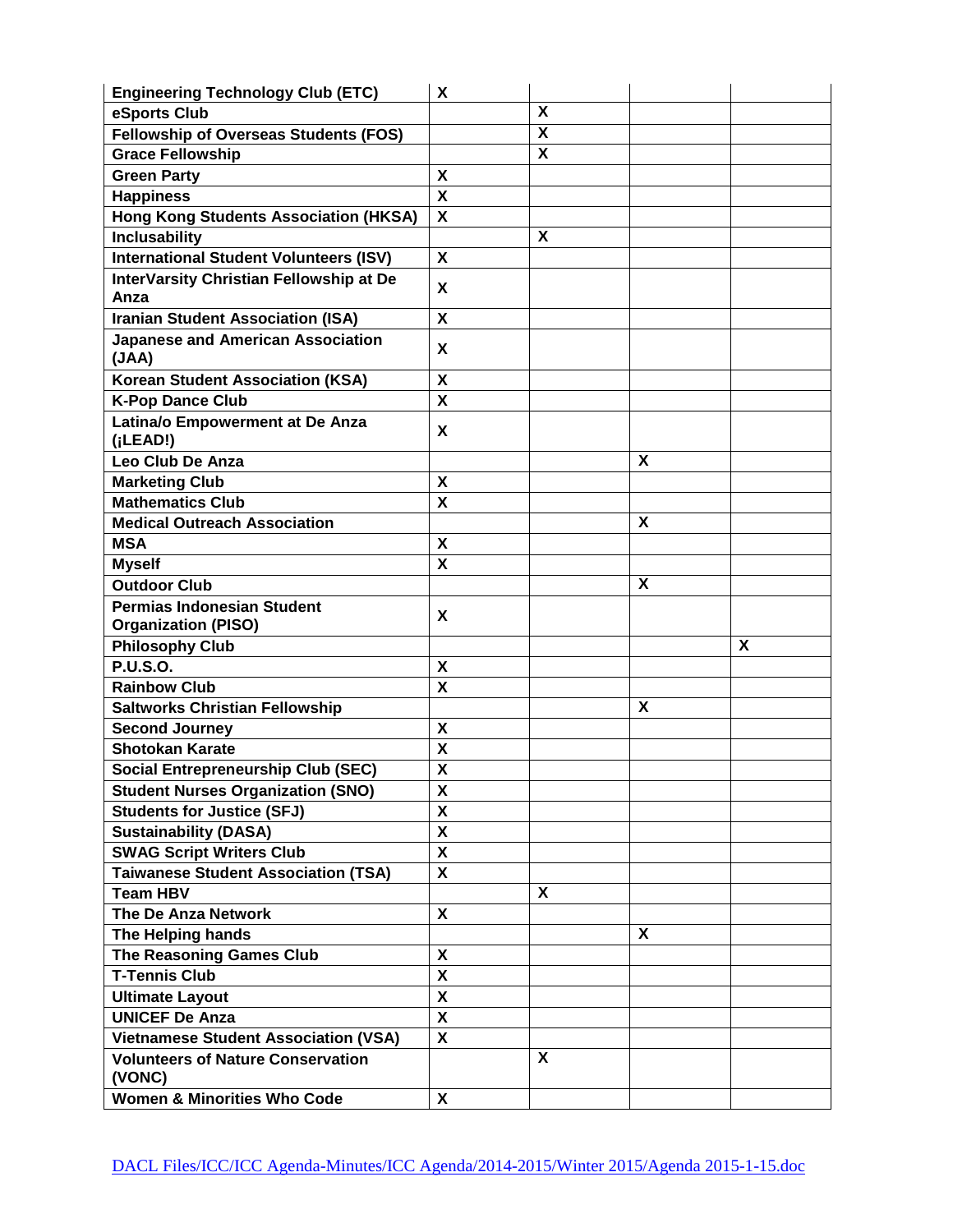| | | | | |
|---|---|---|---|---|
| **Engineering Technology Club (ETC)** | **X** | | | |
| **eSports Club** | | **X** | | |
| **Fellowship of Overseas Students (FOS)** | | **X** | | |
| **Grace Fellowship** | | **X** | | |
| **Green Party** | **X** | | | |
| **Happiness** | **X** | | | |
| **Hong Kong Students Association (HKSA)** | **X** | | | |
| **Inclusability** | | **X** | | |
| **International Student Volunteers (ISV)** | **X** | | | |
| **InterVarsity Christian Fellowship at De Anza** | **X** | | | |
| **Iranian Student Association (ISA)** | **X** | | | |
| **Japanese and American Association (JAA)** | **X** | | | |
| **Korean Student Association (KSA)** | **X** | | | |
| **K-Pop Dance Club** | **X** | | | |
| **Latina/o Empowerment at De Anza (¡LEAD!)** | **X** | | | |
| **Leo Club De Anza** | | | **X** | |
| **Marketing Club** | **X** | | | |
| **Mathematics Club** | **X** | | | |
| **Medical Outreach Association** | | | **X** | |
| **MSA** | **X** | | | |
| **Myself** | **X** | | | |
| **Outdoor Club** | | | **X** | |
| **Permias Indonesian Student Organization (PISO)** | **X** | | | |
| **Philosophy Club** | | | | **X** |
| **P.U.S.O.** | **X** | | | |
| **Rainbow Club** | **X** | | | |
| **Saltworks Christian Fellowship** | | | **X** | |
| **Second Journey** | **X** | | | |
| **Shotokan Karate** | **X** | | | |
| **Social Entrepreneurship Club (SEC)** | **X** | | | |
| **Student Nurses Organization (SNO)** | **X** | | | |
| **Students for Justice (SFJ)** | **X** | | | |
| **Sustainability (DASA)** | **X** | | | |
| **SWAG Script Writers Club** | **X** | | | |
| **Taiwanese Student Association (TSA)** | **X** | | | |
| **Team HBV** | | **X** | | |
| **The De Anza Network** | **X** | | | |
| **The Helping hands** | | | **X** | |
| **The Reasoning Games Club** | **X** | | | |
| **T-Tennis Club** | **X** | | | |
| **Ultimate Layout** | **X** | | | |
| **UNICEF De Anza** | **X** | | | |
| **Vietnamese Student Association (VSA)** | **X** | | | |
| **Volunteers of Nature Conservation (VONC)** | | **X** | | |
| **Women & Minorities Who Code** | **X** | | | |

DACL Files/ICC/ICC Agenda-Minutes/ICC Agenda/2014-2015/Winter 2015/Agenda 2015-1-15.doc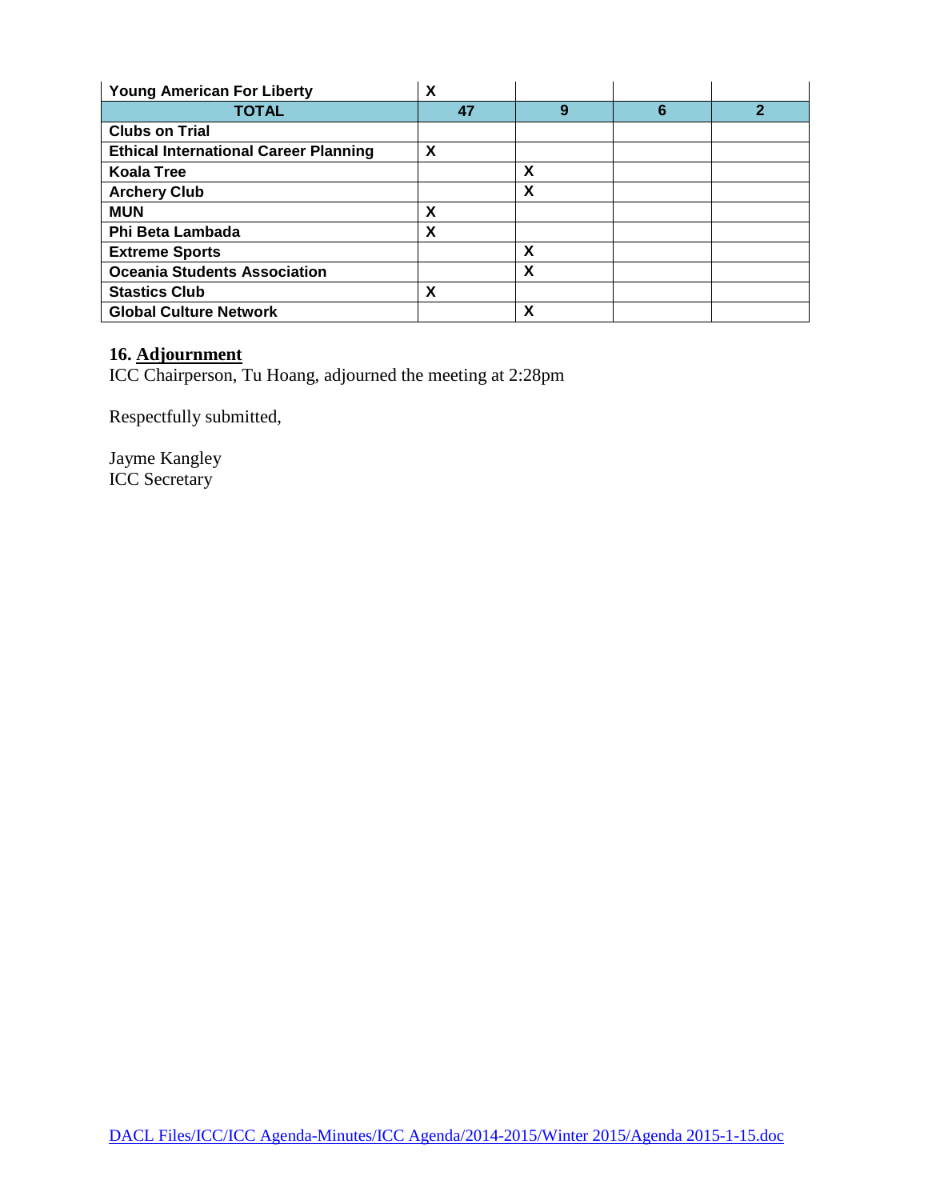| | | | | |
|---|---|---|---|---|
| **Young American For Liberty** | **X** | | | |
| **TOTAL** | **47** | **9** | **6** | **2** |
| **Clubs on Trial** | | | | |
| **Ethical International Career Planning** | **X** | | | |
| **Koala Tree** | | **X** | | |
| **Archery Club** | | **X** | | |
| **MUN** | **X** | | | |
| **Phi Beta Lambada** | **X** | | | |
| **Extreme Sports** | | **X** | | |
| **Oceania Students Association** | | **X** | | |
| **Stastics Club** | **X** | | | |
| **Global Culture Network** | | **X** | | |

**16. Adjournment**

ICC Chairperson, Tu Hoang, adjourned the meeting at 2:28pm

Respectfully submitted,

Jayme Kangley
ICC Secretary

DACL Files/ICC/ICC Agenda-Minutes/ICC Agenda/2014-2015/Winter 2015/Agenda 2015-1-15.doc